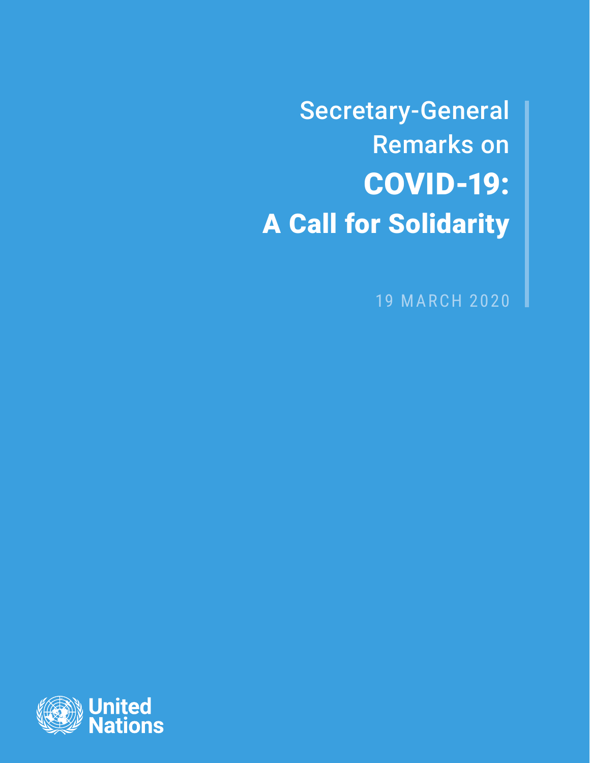# Secretary-General Remarks on COVID-19: A Call for Solidarity

19 MARCH 2020

United Nations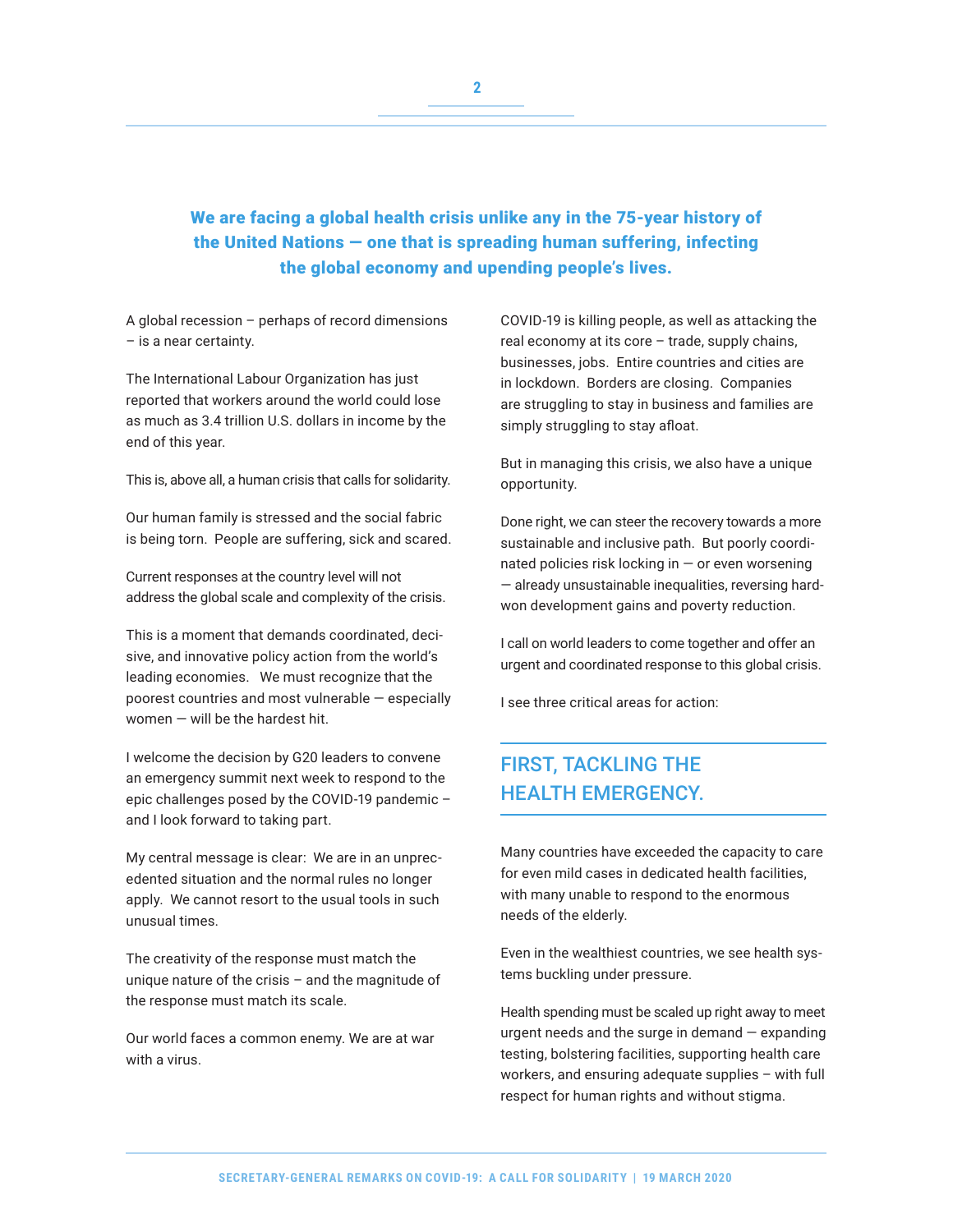**We are facing a global health crisis unlike any in the 75-year history of the United Nations — one that is spreading human suffering, infecting the global economy and upending people's lives.**

A global recession – perhaps of record dimensions – is a near certainty.

The International Labour Organization has just reported that workers around the world could lose as much as 3.4 trillion U.S. dollars in income by the end of this year.

This is, above all, a human crisis that calls for solidarity.

Our human family is stressed and the social fabric is being torn. People are suffering, sick and scared.

Current responses at the country level will not address the global scale and complexity of the crisis.

This is a moment that demands coordinated, decisive, and innovative policy action from the world's leading economies. We must recognize that the poorest countries and most vulnerable — especially women — will be the hardest hit.

I welcome the decision by G20 leaders to convene an emergency summit next week to respond to the epic challenges posed by the COVID-19 pandemic – and I look forward to taking part.

My central message is clear: We are in an unprecedented situation and the normal rules no longer apply. We cannot resort to the usual tools in such unusual times.

The creativity of the response must match the unique nature of the crisis – and the magnitude of the response must match its scale.

Our world faces a common enemy. We are at war with a virus.

COVID-19 is killing people, as well as attacking the real economy at its core – trade, supply chains, businesses, jobs. Entire countries and cities are in lockdown. Borders are closing. Companies are struggling to stay in business and families are simply struggling to stay afloat.

But in managing this crisis, we also have a unique opportunity.

Done right, we can steer the recovery towards a more sustainable and inclusive path. But poorly coordinated policies risk locking in — or even worsening — already unsustainable inequalities, reversing hard-won development gains and poverty reduction.

I call on world leaders to come together and offer an urgent and coordinated response to this global crisis.

I see three critical areas for action:

## FIRST, TACKLING THE HEALTH EMERGENCY.

Many countries have exceeded the capacity to care for even mild cases in dedicated health facilities, with many unable to respond to the enormous needs of the elderly.

Even in the wealthiest countries, we see health systems buckling under pressure.

Health spending must be scaled up right away to meet urgent needs and the surge in demand — expanding testing, bolstering facilities, supporting health care workers, and ensuring adequate supplies – with full respect for human rights and without stigma.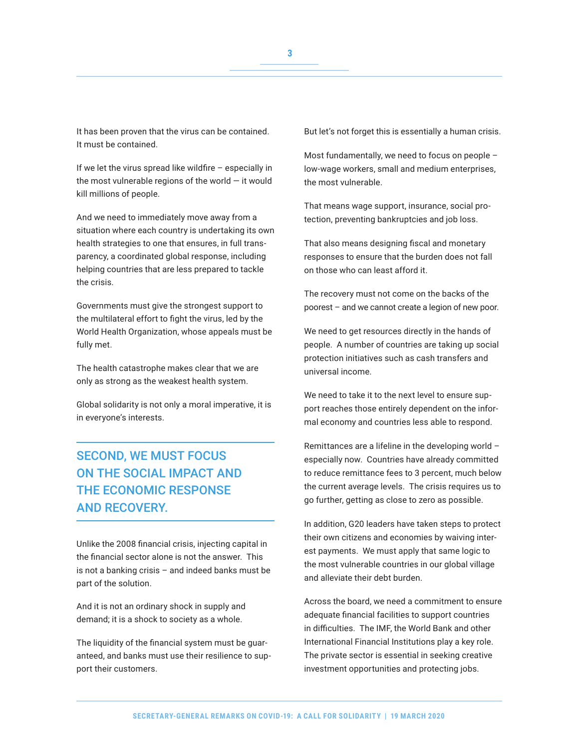It has been proven that the virus can be contained. It must be contained.

If we let the virus spread like wildfire – especially in the most vulnerable regions of the world — it would kill millions of people.

And we need to immediately move away from a situation where each country is undertaking its own health strategies to one that ensures, in full transparency, a coordinated global response, including helping countries that are less prepared to tackle the crisis.

Governments must give the strongest support to the multilateral effort to fight the virus, led by the World Health Organization, whose appeals must be fully met.

The health catastrophe makes clear that we are only as strong as the weakest health system.

Global solidarity is not only a moral imperative, it is in everyone's interests.

## SECOND, WE MUST FOCUS ON THE SOCIAL IMPACT AND THE ECONOMIC RESPONSE AND RECOVERY.

Unlike the 2008 financial crisis, injecting capital in the financial sector alone is not the answer. This is not a banking crisis – and indeed banks must be part of the solution.

And it is not an ordinary shock in supply and demand; it is a shock to society as a whole.

The liquidity of the financial system must be guaranteed, and banks must use their resilience to support their customers.

But let's not forget this is essentially a human crisis.

Most fundamentally, we need to focus on people – low-wage workers, small and medium enterprises, the most vulnerable.

That means wage support, insurance, social protection, preventing bankruptcies and job loss.

That also means designing fiscal and monetary responses to ensure that the burden does not fall on those who can least afford it.

The recovery must not come on the backs of the poorest – and we cannot create a legion of new poor.

We need to get resources directly in the hands of people. A number of countries are taking up social protection initiatives such as cash transfers and universal income.

We need to take it to the next level to ensure support reaches those entirely dependent on the informal economy and countries less able to respond.

Remittances are a lifeline in the developing world – especially now. Countries have already committed to reduce remittance fees to 3 percent, much below the current average levels. The crisis requires us to go further, getting as close to zero as possible.

In addition, G20 leaders have taken steps to protect their own citizens and economies by waiving interest payments. We must apply that same logic to the most vulnerable countries in our global village and alleviate their debt burden.

Across the board, we need a commitment to ensure adequate financial facilities to support countries in difficulties. The IMF, the World Bank and other International Financial Institutions play a key role. The private sector is essential in seeking creative investment opportunities and protecting jobs.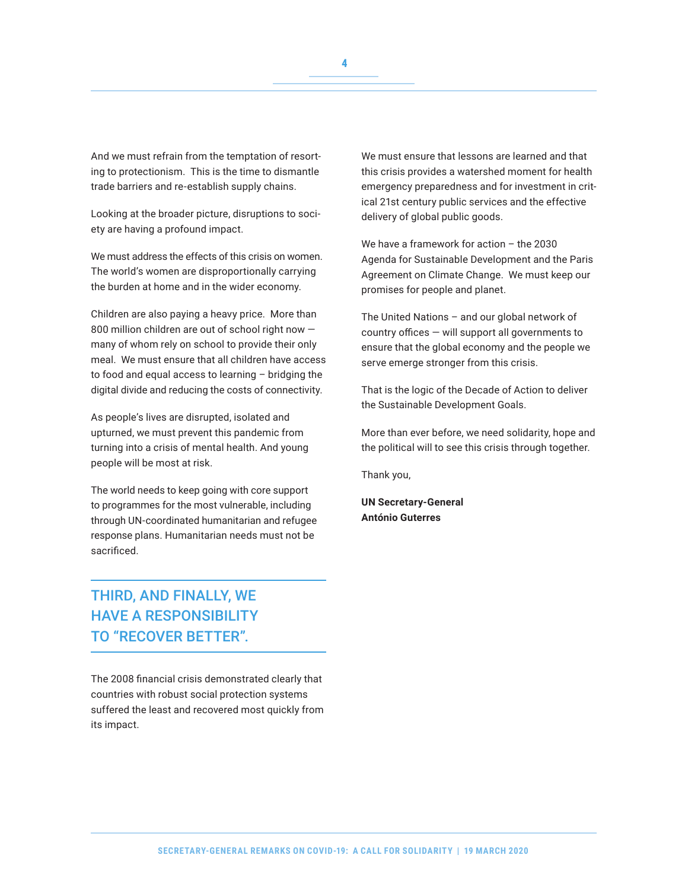And we must refrain from the temptation of resorting to protectionism.  This is the time to dismantle trade barriers and re-establish supply chains.

Looking at the broader picture, disruptions to society are having a profound impact.

We must address the effects of this crisis on women. The world's women are disproportionally carrying the burden at home and in the wider economy.

Children are also paying a heavy price.  More than 800 million children are out of school right now — many of whom rely on school to provide their only meal.  We must ensure that all children have access to food and equal access to learning – bridging the digital divide and reducing the costs of connectivity.

As people's lives are disrupted, isolated and upturned, we must prevent this pandemic from turning into a crisis of mental health. And young people will be most at risk.

The world needs to keep going with core support to programmes for the most vulnerable, including through UN-coordinated humanitarian and refugee response plans. Humanitarian needs must not be sacrificed.

## THIRD, AND FINALLY, WE HAVE A RESPONSIBILITY TO "RECOVER BETTER".

The 2008 financial crisis demonstrated clearly that countries with robust social protection systems suffered the least and recovered most quickly from its impact.

We must ensure that lessons are learned and that this crisis provides a watershed moment for health emergency preparedness and for investment in critical 21st century public services and the effective delivery of global public goods.

We have a framework for action – the 2030 Agenda for Sustainable Development and the Paris Agreement on Climate Change.  We must keep our promises for people and planet.

The United Nations – and our global network of country offices — will support all governments to ensure that the global economy and the people we serve emerge stronger from this crisis.

That is the logic of the Decade of Action to deliver the Sustainable Development Goals.

More than ever before, we need solidarity, hope and the political will to see this crisis through together.

Thank you,

**UN Secretary-General**
**António Guterres**